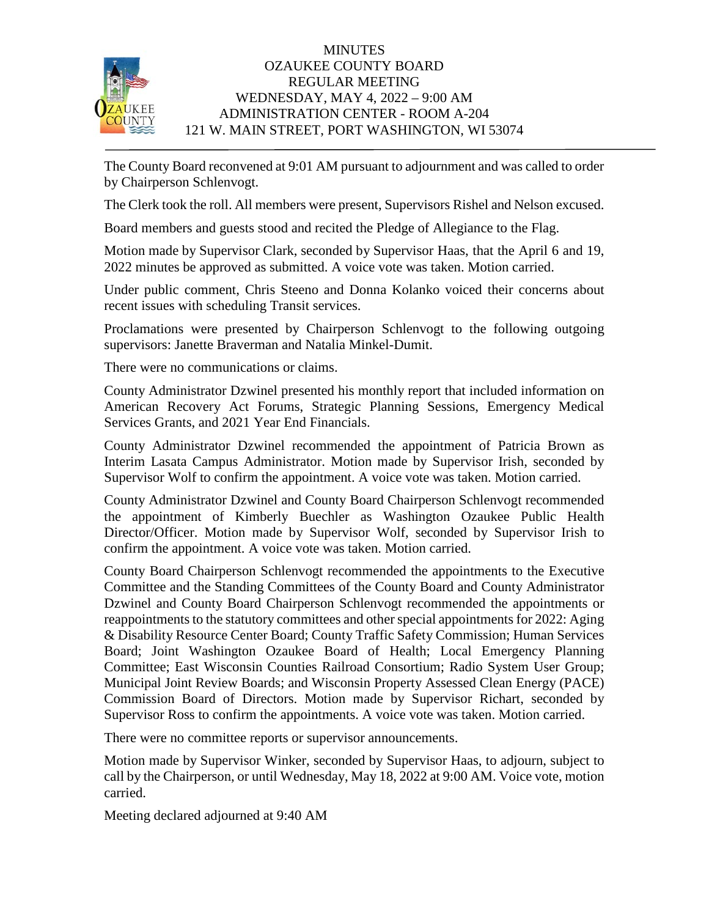# MINUTES
## OZAUKEE COUNTY BOARD
## REGULAR MEETING
### WEDNESDAY, MAY 4, 2022 – 9:00 AM
### ADMINISTRATION CENTER - ROOM A-204
### 121 W. MAIN STREET, PORT WASHINGTON, WI 53074

---

The County Board reconvened at 9:01 AM pursuant to adjournment and was called to order by Chairperson Schlenvogt.

The Clerk took the roll. All members were present, Supervisors Rishel and Nelson excused.

Board members and guests stood and recited the Pledge of Allegiance to the Flag.

Motion made by Supervisor Clark, seconded by Supervisor Haas, that the April 6 and 19, 2022 minutes be approved as submitted. A voice vote was taken. Motion carried.

Under public comment, Chris Steeno and Donna Kolanko voiced their concerns about recent issues with scheduling Transit services.

Proclamations were presented by Chairperson Schlenvogt to the following outgoing supervisors: Janette Braverman and Natalia Minkel-Dumit.

There were no communications or claims.

County Administrator Dzwinel presented his monthly report that included information on American Recovery Act Forums, Strategic Planning Sessions, Emergency Medical Services Grants, and 2021 Year End Financials.

County Administrator Dzwinel recommended the appointment of Patricia Brown as Interim Lasata Campus Administrator. Motion made by Supervisor Irish, seconded by Supervisor Wolf to confirm the appointment. A voice vote was taken. Motion carried.

County Administrator Dzwinel and County Board Chairperson Schlenvogt recommended the appointment of Kimberly Buechler as Washington Ozaukee Public Health Director/Officer. Motion made by Supervisor Wolf, seconded by Supervisor Irish to confirm the appointment. A voice vote was taken. Motion carried.

County Board Chairperson Schlenvogt recommended the appointments to the Executive Committee and the Standing Committees of the County Board and County Administrator Dzwinel and County Board Chairperson Schlenvogt recommended the appointments or reappointments to the statutory committees and other special appointments for 2022: Aging & Disability Resource Center Board; County Traffic Safety Commission; Human Services Board; Joint Washington Ozaukee Board of Health; Local Emergency Planning Committee; East Wisconsin Counties Railroad Consortium; Radio System User Group; Municipal Joint Review Boards; and Wisconsin Property Assessed Clean Energy (PACE) Commission Board of Directors. Motion made by Supervisor Richart, seconded by Supervisor Ross to confirm the appointments. A voice vote was taken. Motion carried.

There were no committee reports or supervisor announcements.

Motion made by Supervisor Winker, seconded by Supervisor Haas, to adjourn, subject to call by the Chairperson, or until Wednesday, May 18, 2022 at 9:00 AM. Voice vote, motion carried.

Meeting declared adjourned at 9:40 AM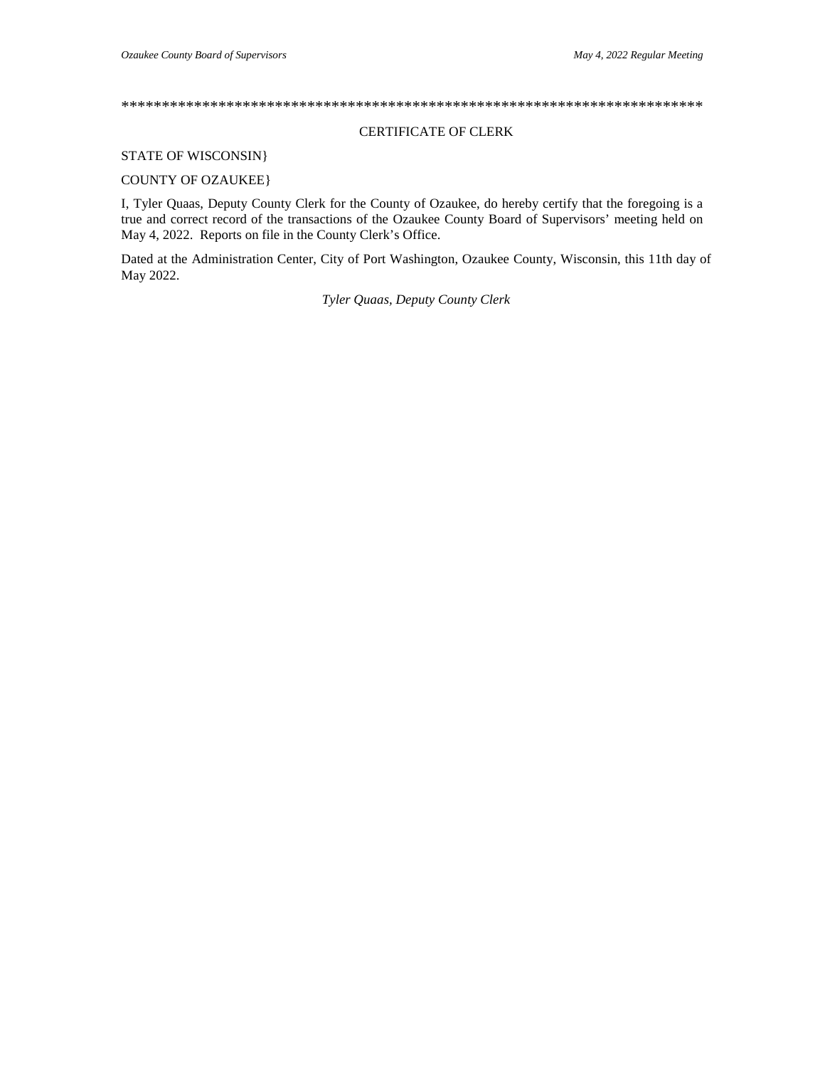************************************************************************

CERTIFICATE OF CLERK

STATE OF WISCONSIN}

COUNTY OF OZAUKEE}

I, Tyler Quaas, Deputy County Clerk for the County of Ozaukee, do hereby certify that the foregoing is a true and correct record of the transactions of the Ozaukee County Board of Supervisors' meeting held on May 4, 2022. Reports on file in the County Clerk's Office.

Dated at the Administration Center, City of Port Washington, Ozaukee County, Wisconsin, this 11th day of May 2022.

*Tyler Quaas, Deputy County Clerk*